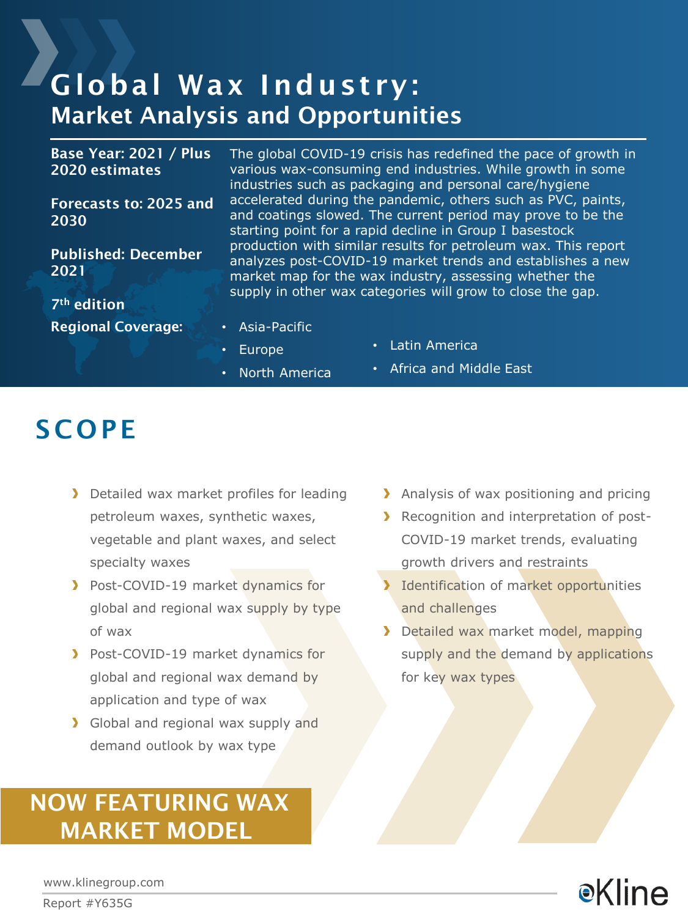# Global Wax Industry:
## Market Analysis and Opportunities

**Base Year: 2021 / Plus 2020 estimates**

**Forecasts to: 2025 and 2030**

**Published: December 2021**

**7th edition**

**Regional Coverage:**

- Asia-Pacific
- Europe
- North America
- Latin America
- Africa and Middle East

The global COVID-19 crisis has redefined the pace of growth in various wax-consuming end industries. While growth in some industries such as packaging and personal care/hygiene accelerated during the pandemic, others such as PVC, paints, and coatings slowed. The current period may prove to be the starting point for a rapid decline in Group I basestock production with similar results for petroleum wax. This report analyzes post-COVID-19 market trends and establishes a new market map for the wax industry, assessing whether the supply in other wax categories will grow to close the gap.

## SCOPE

- Detailed wax market profiles for leading petroleum waxes, synthetic waxes, vegetable and plant waxes, and select specialty waxes
- Post-COVID-19 market dynamics for global and regional wax supply by type of wax
- Post-COVID-19 market dynamics for global and regional wax demand by application and type of wax
- Global and regional wax supply and demand outlook by wax type
- Analysis of wax positioning and pricing
- Recognition and interpretation of post-COVID-19 market trends, evaluating growth drivers and restraints
- Identification of market opportunities and challenges
- Detailed wax market model, mapping supply and the demand by applications for key wax types

**NOW FEATURING WAX MARKET MODEL**

www.klinegroup.com

Report #Y635G

Kline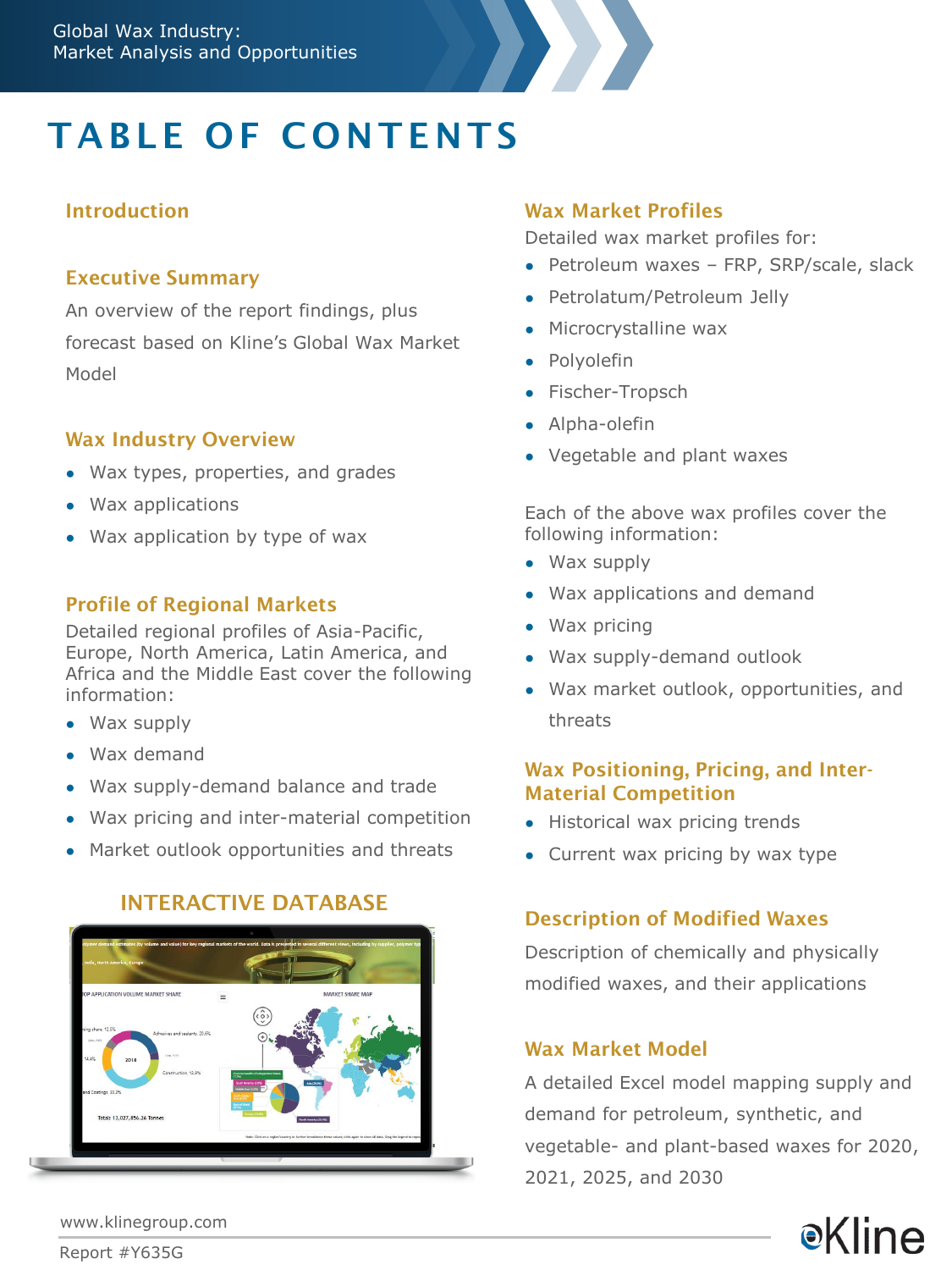# TABLE OF CONTENTS

## Introduction

## Executive Summary

An overview of the report findings, plus forecast based on Kline's Global Wax Market Model

## Wax Industry Overview

- Wax types, properties, and grades
- Wax applications
- Wax application by type of wax

## Profile of Regional Markets

Detailed regional profiles of Asia-Pacific, Europe, North America, Latin America, and Africa and the Middle East cover the following information:

- Wax supply
- Wax demand
- Wax supply-demand balance and trade
- Wax pricing and inter-material competition
- Market outlook opportunities and threats

## INTERACTIVE DATABASE

## Wax Market Profiles

Detailed wax market profiles for:

- Petroleum waxes – FRP, SRP/scale, slack
- Petrolatum/Petroleum Jelly
- Microcrystalline wax
- Polyolefin
- Fischer-Tropsch
- Alpha-olefin
- Vegetable and plant waxes

Each of the above wax profiles cover the following information:

- Wax supply
- Wax applications and demand
- Wax pricing
- Wax supply-demand outlook
- Wax market outlook, opportunities, and threats

## Wax Positioning, Pricing, and Inter-Material Competition

- Historical wax pricing trends
- Current wax pricing by wax type

## Description of Modified Waxes

Description of chemically and physically modified waxes, and their applications

## Wax Market Model

A detailed Excel model mapping supply and demand for petroleum, synthetic, and vegetable- and plant-based waxes for 2020, 2021, 2025, and 2030

www.klinegroup.com

Report #Y635G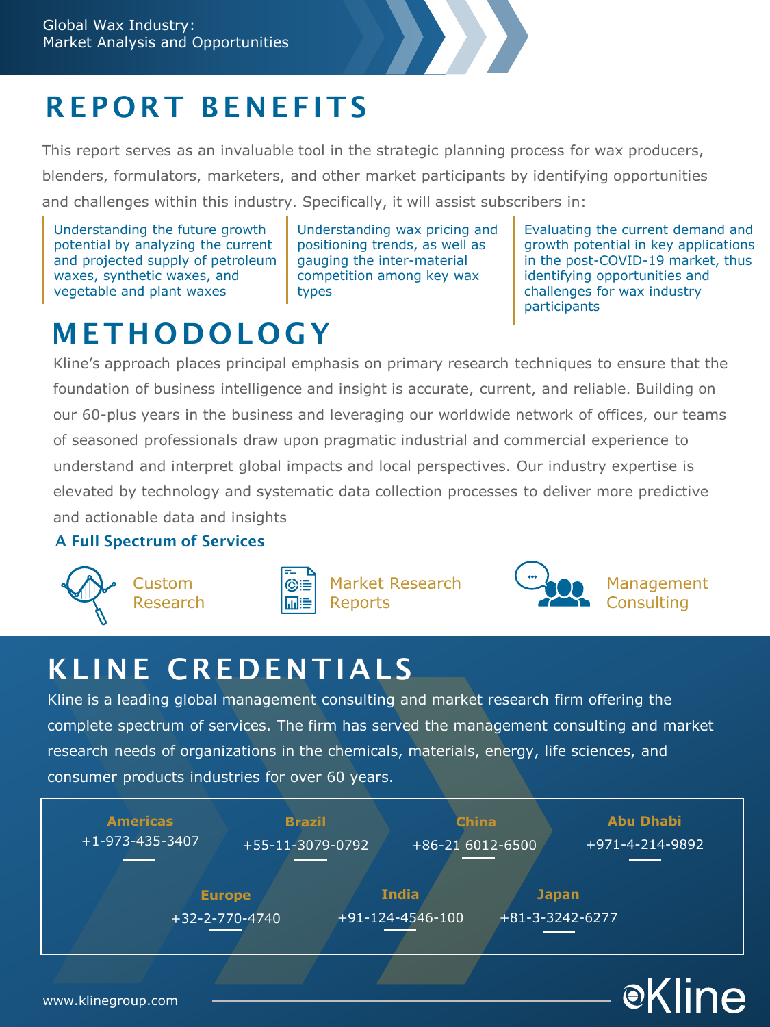## REPORT BENEFITS

This report serves as an invaluable tool in the strategic planning process for wax producers, blenders, formulators, marketers, and other market participants by identifying opportunities and challenges within this industry. Specifically, it will assist subscribers in:

- Understanding the future growth potential by analyzing the current and projected supply of petroleum waxes, synthetic waxes, and vegetable and plant waxes
- Understanding wax pricing and positioning trends, as well as gauging the inter-material competition among key wax types
- Evaluating the current demand and growth potential in key applications in the post-COVID-19 market, thus identifying opportunities and challenges for wax industry participants

## METHODOLOGY

Kline's approach places principal emphasis on primary research techniques to ensure that the foundation of business intelligence and insight is accurate, current, and reliable. Building on our 60-plus years in the business and leveraging our worldwide network of offices, our teams of seasoned professionals draw upon pragmatic industrial and commercial experience to understand and interpret global impacts and local perspectives. Our industry expertise is elevated by technology and systematic data collection processes to deliver more predictive and actionable data and insights

### A Full Spectrum of Services

- Custom Research
- Market Research Reports
- Management Consulting

## KLINE CREDENTIALS

Kline is a leading global management consulting and market research firm offering the complete spectrum of services. The firm has served the management consulting and market research needs of organizations in the chemicals, materials, energy, life sciences, and consumer products industries for over 60 years.

**Americas**
+1-973-435-3407

**Brazil**
+55-11-3079-0792

**China**
+86-21 6012-6500

**Abu Dhabi**
+971-4-214-9892

**Europe**
+32-2-770-4740

**India**
+91-124-4546-100

**Japan**
+81-3-3242-6277

www.klinegroup.com

Kline